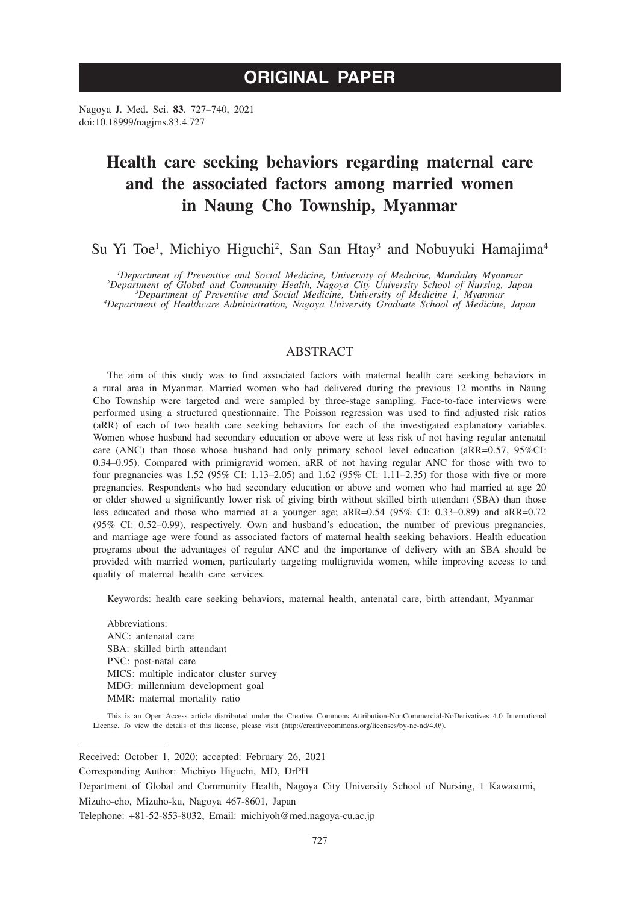# ORIGINAL PAPER

Nagoya J. Med. Sci. **83**. 727–740, 2021
doi:10.18999/nagjms.83.4.727

# Health care seeking behaviors regarding maternal care and the associated factors among married women in Naung Cho Township, Myanmar

Su Yi Toe[1], Michiyo Higuchi[2], San San Htay[3] and Nobuyuki Hamajima[4]

[1]*Department of Preventive and Social Medicine, University of Medicine, Mandalay Myanmar*
[2]*Department of Global and Community Health, Nagoya City University School of Nursing, Japan*
[3]*Department of Preventive and Social Medicine, University of Medicine 1, Myanmar*
[4]*Department of Healthcare Administration, Nagoya University Graduate School of Medicine, Japan*

## ABSTRACT

The aim of this study was to find associated factors with maternal health care seeking behaviors in a rural area in Myanmar. Married women who had delivered during the previous 12 months in Naung Cho Township were targeted and were sampled by three-stage sampling. Face-to-face interviews were performed using a structured questionnaire. The Poisson regression was used to find adjusted risk ratios (aRR) of each of two health care seeking behaviors for each of the investigated explanatory variables. Women whose husband had secondary education or above were at less risk of not having regular antenatal care (ANC) than those whose husband had only primary school level education (aRR=0.57, 95%CI: 0.34–0.95). Compared with primigravid women, aRR of not having regular ANC for those with two to four pregnancies was 1.52 (95% CI: 1.13–2.05) and 1.62 (95% CI: 1.11–2.35) for those with five or more pregnancies. Respondents who had secondary education or above and women who had married at age 20 or older showed a significantly lower risk of giving birth without skilled birth attendant (SBA) than those less educated and those who married at a younger age; aRR=0.54 (95% CI: 0.33–0.89) and aRR=0.72 (95% CI: 0.52–0.99), respectively. Own and husband's education, the number of previous pregnancies, and marriage age were found as associated factors of maternal health seeking behaviors. Health education programs about the advantages of regular ANC and the importance of delivery with an SBA should be provided with married women, particularly targeting multigravida women, while improving access to and quality of maternal health care services.

Keywords: health care seeking behaviors, maternal health, antenatal care, birth attendant, Myanmar

Abbreviations:
ANC: antenatal care
SBA: skilled birth attendant
PNC: post-natal care
MICS: multiple indicator cluster survey
MDG: millennium development goal
MMR: maternal mortality ratio

This is an Open Access article distributed under the Creative Commons Attribution-NonCommercial-NoDerivatives 4.0 International License. To view the details of this license, please visit (http://creativecommons.org/licenses/by-nc-nd/4.0/).

---

Received: October 1, 2020; accepted: February 26, 2021
Corresponding Author: Michiyo Higuchi, MD, DrPH
Department of Global and Community Health, Nagoya City University School of Nursing, 1 Kawasumi, Mizuho-cho, Mizuho-ku, Nagoya 467-8601, Japan
Telephone: +81-52-853-8032, Email: michiyoh@med.nagoya-cu.ac.jp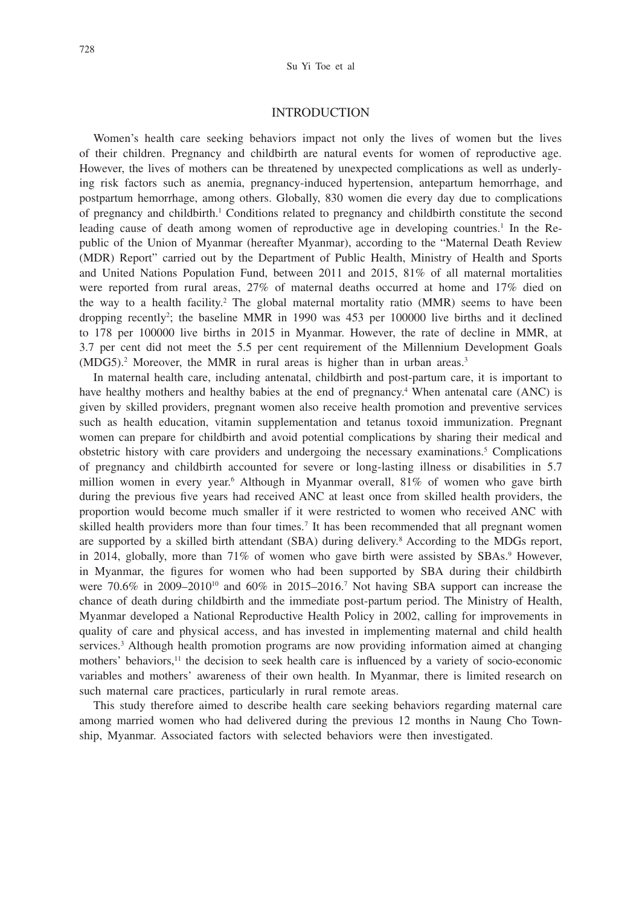## INTRODUCTION

Women's health care seeking behaviors impact not only the lives of women but the lives of their children. Pregnancy and childbirth are natural events for women of reproductive age. However, the lives of mothers can be threatened by unexpected complications as well as underlying risk factors such as anemia, pregnancy-induced hypertension, antepartum hemorrhage, and postpartum hemorrhage, among others. Globally, 830 women die every day due to complications of pregnancy and childbirth.[1] Conditions related to pregnancy and childbirth constitute the second leading cause of death among women of reproductive age in developing countries.[1] In the Republic of the Union of Myanmar (hereafter Myanmar), according to the "Maternal Death Review (MDR) Report" carried out by the Department of Public Health, Ministry of Health and Sports and United Nations Population Fund, between 2011 and 2015, 81% of all maternal mortalities were reported from rural areas, 27% of maternal deaths occurred at home and 17% died on the way to a health facility.[2] The global maternal mortality ratio (MMR) seems to have been dropping recently[2]; the baseline MMR in 1990 was 453 per 100000 live births and it declined to 178 per 100000 live births in 2015 in Myanmar. However, the rate of decline in MMR, at 3.7 per cent did not meet the 5.5 per cent requirement of the Millennium Development Goals (MDG5).[2] Moreover, the MMR in rural areas is higher than in urban areas.[3]

In maternal health care, including antenatal, childbirth and post-partum care, it is important to have healthy mothers and healthy babies at the end of pregnancy.[4] When antenatal care (ANC) is given by skilled providers, pregnant women also receive health promotion and preventive services such as health education, vitamin supplementation and tetanus toxoid immunization. Pregnant women can prepare for childbirth and avoid potential complications by sharing their medical and obstetric history with care providers and undergoing the necessary examinations.[5] Complications of pregnancy and childbirth accounted for severe or long-lasting illness or disabilities in 5.7 million women in every year.[6] Although in Myanmar overall, 81% of women who gave birth during the previous five years had received ANC at least once from skilled health providers, the proportion would become much smaller if it were restricted to women who received ANC with skilled health providers more than four times.[7] It has been recommended that all pregnant women are supported by a skilled birth attendant (SBA) during delivery.[8] According to the MDGs report, in 2014, globally, more than 71% of women who gave birth were assisted by SBAs.[9] However, in Myanmar, the figures for women who had been supported by SBA during their childbirth were 70.6% in 2009–2010[10] and 60% in 2015–2016.[7] Not having SBA support can increase the chance of death during childbirth and the immediate post-partum period. The Ministry of Health, Myanmar developed a National Reproductive Health Policy in 2002, calling for improvements in quality of care and physical access, and has invested in implementing maternal and child health services.[3] Although health promotion programs are now providing information aimed at changing mothers' behaviors,[11] the decision to seek health care is influenced by a variety of socio-economic variables and mothers' awareness of their own health. In Myanmar, there is limited research on such maternal care practices, particularly in rural remote areas.

This study therefore aimed to describe health care seeking behaviors regarding maternal care among married women who had delivered during the previous 12 months in Naung Cho Township, Myanmar. Associated factors with selected behaviors were then investigated.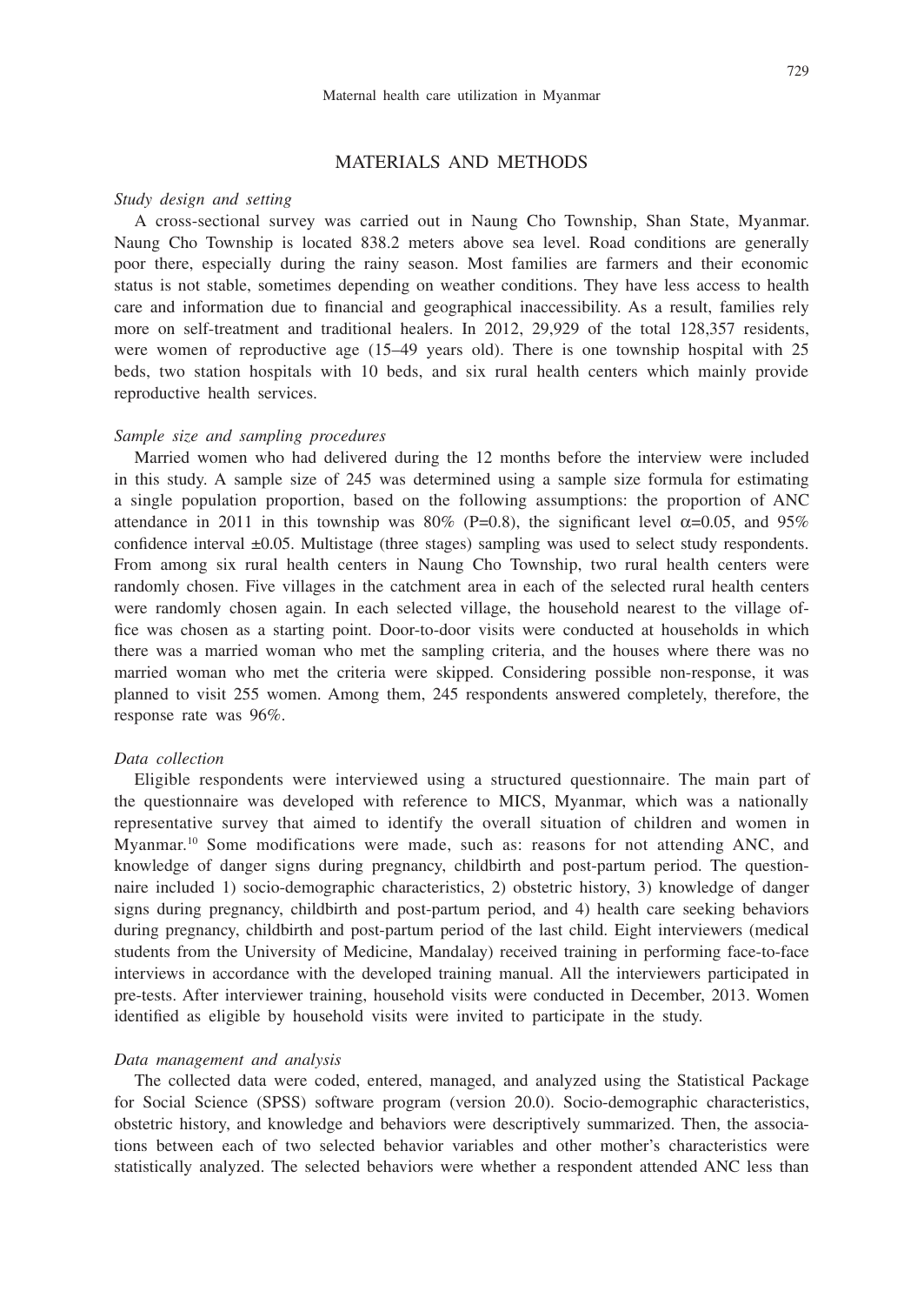## MATERIALS AND METHODS

*Study design and setting*

A cross-sectional survey was carried out in Naung Cho Township, Shan State, Myanmar. Naung Cho Township is located 838.2 meters above sea level. Road conditions are generally poor there, especially during the rainy season. Most families are farmers and their economic status is not stable, sometimes depending on weather conditions. They have less access to health care and information due to financial and geographical inaccessibility. As a result, families rely more on self-treatment and traditional healers. In 2012, 29,929 of the total 128,357 residents, were women of reproductive age (15–49 years old). There is one township hospital with 25 beds, two station hospitals with 10 beds, and six rural health centers which mainly provide reproductive health services.

*Sample size and sampling procedures*

Married women who had delivered during the 12 months before the interview were included in this study. A sample size of 245 was determined using a sample size formula for estimating a single population proportion, based on the following assumptions: the proportion of ANC attendance in 2011 in this township was 80% (P=0.8), the significant level $\alpha$=0.05, and 95% confidence interval ±0.05. Multistage (three stages) sampling was used to select study respondents. From among six rural health centers in Naung Cho Township, two rural health centers were randomly chosen. Five villages in the catchment area in each of the selected rural health centers were randomly chosen again. In each selected village, the household nearest to the village office was chosen as a starting point. Door-to-door visits were conducted at households in which there was a married woman who met the sampling criteria, and the houses where there was no married woman who met the criteria were skipped. Considering possible non-response, it was planned to visit 255 women. Among them, 245 respondents answered completely, therefore, the response rate was 96%.

*Data collection*

Eligible respondents were interviewed using a structured questionnaire. The main part of the questionnaire was developed with reference to MICS, Myanmar, which was a nationally representative survey that aimed to identify the overall situation of children and women in Myanmar.[10] Some modifications were made, such as: reasons for not attending ANC, and knowledge of danger signs during pregnancy, childbirth and post-partum period. The questionnaire included 1) socio-demographic characteristics, 2) obstetric history, 3) knowledge of danger signs during pregnancy, childbirth and post-partum period, and 4) health care seeking behaviors during pregnancy, childbirth and post-partum period of the last child. Eight interviewers (medical students from the University of Medicine, Mandalay) received training in performing face-to-face interviews in accordance with the developed training manual. All the interviewers participated in pre-tests. After interviewer training, household visits were conducted in December, 2013. Women identified as eligible by household visits were invited to participate in the study.

*Data management and analysis*

The collected data were coded, entered, managed, and analyzed using the Statistical Package for Social Science (SPSS) software program (version 20.0). Socio-demographic characteristics, obstetric history, and knowledge and behaviors were descriptively summarized. Then, the associations between each of two selected behavior variables and other mother's characteristics were statistically analyzed. The selected behaviors were whether a respondent attended ANC less than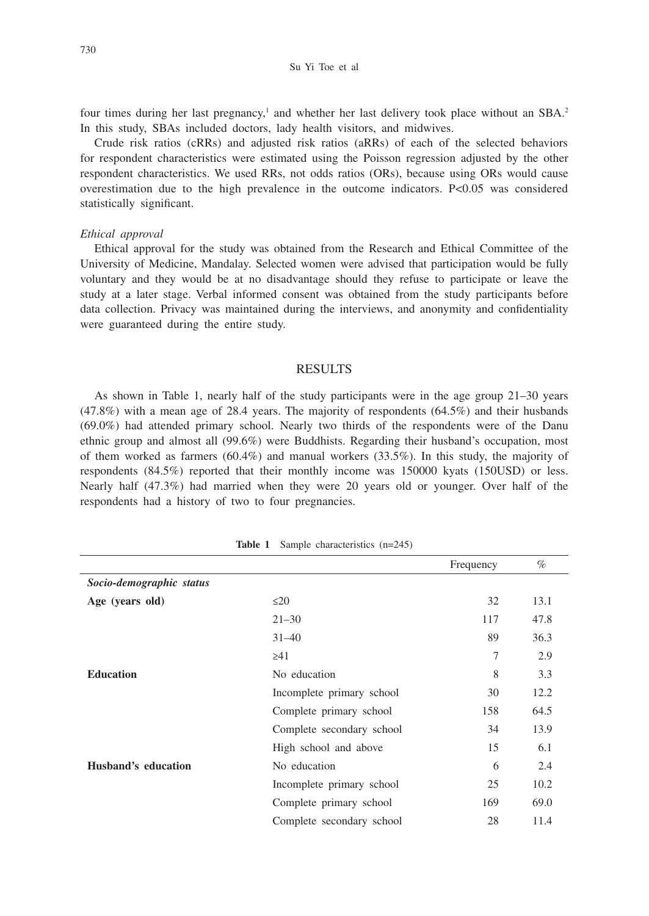four times during her last pregnancy,[1] and whether her last delivery took place without an SBA.[2] In this study, SBAs included doctors, lady health visitors, and midwives.

Crude risk ratios (cRRs) and adjusted risk ratios (aRRs) of each of the selected behaviors for respondent characteristics were estimated using the Poisson regression adjusted by the other respondent characteristics. We used RRs, not odds ratios (ORs), because using ORs would cause overestimation due to the high prevalence in the outcome indicators. $P<0.05$ was considered statistically significant.

*Ethical approval*

Ethical approval for the study was obtained from the Research and Ethical Committee of the University of Medicine, Mandalay. Selected women were advised that participation would be fully voluntary and they would be at no disadvantage should they refuse to participate or leave the study at a later stage. Verbal informed consent was obtained from the study participants before data collection. Privacy was maintained during the interviews, and anonymity and confidentiality were guaranteed during the entire study.

## RESULTS

As shown in Table 1, nearly half of the study participants were in the age group 21–30 years (47.8%) with a mean age of 28.4 years. The majority of respondents (64.5%) and their husbands (69.0%) had attended primary school. Nearly two thirds of the respondents were of the Danu ethnic group and almost all (99.6%) were Buddhists. Regarding their husband's occupation, most of them worked as farmers (60.4%) and manual workers (33.5%). In this study, the majority of respondents (84.5%) reported that their monthly income was 150000 kyats (150USD) or less. Nearly half (47.3%) had married when they were 20 years old or younger. Over half of the respondents had a history of two to four pregnancies.

**Table 1** Sample characteristics (n=245)

| | | Frequency | % |
|---|---|---|---|
| ***Socio-demographic status*** | | | |
| **Age (years old)** | ≤20 | 32 | 13.1 |
| | 21–30 | 117 | 47.8 |
| | 31–40 | 89 | 36.3 |
| | ≥41 | 7 | 2.9 |
| **Education** | No education | 8 | 3.3 |
| | Incomplete primary school | 30 | 12.2 |
| | Complete primary school | 158 | 64.5 |
| | Complete secondary school | 34 | 13.9 |
| | High school and above | 15 | 6.1 |
| **Husband's education** | No education | 6 | 2.4 |
| | Incomplete primary school | 25 | 10.2 |
| | Complete primary school | 169 | 69.0 |
| | Complete secondary school | 28 | 11.4 |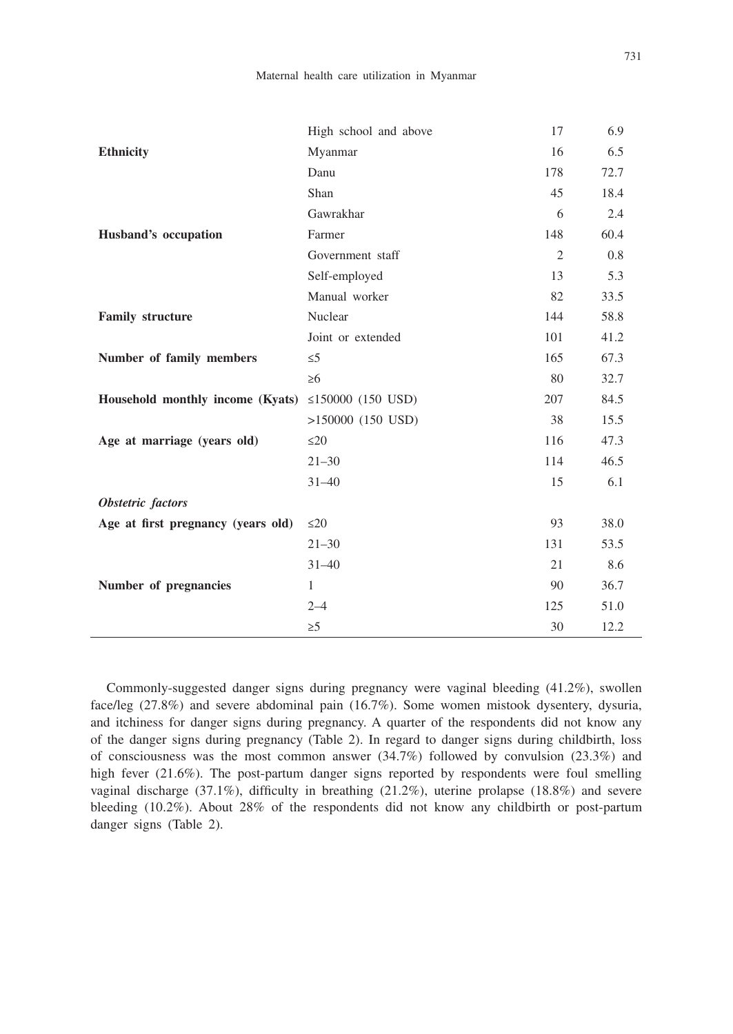| | | | |
|---|---|---|---|
| | High school and above | 17 | 6.9 |
| **Ethnicity** | Myanmar | 16 | 6.5 |
| | Danu | 178 | 72.7 |
| | Shan | 45 | 18.4 |
| | Gawrakhar | 6 | 2.4 |
| **Husband's occupation** | Farmer | 148 | 60.4 |
| | Government staff | 2 | 0.8 |
| | Self-employed | 13 | 5.3 |
| | Manual worker | 82 | 33.5 |
| **Family structure** | Nuclear | 144 | 58.8 |
| | Joint or extended | 101 | 41.2 |
| **Number of family members** | ≤5 | 165 | 67.3 |
| | ≥6 | 80 | 32.7 |
| **Household monthly income (Kyats)** | ≤150000 (150 USD) | 207 | 84.5 |
| | >150000 (150 USD) | 38 | 15.5 |
| **Age at marriage (years old)** | ≤20 | 116 | 47.3 |
| | 21–30 | 114 | 46.5 |
| | 31–40 | 15 | 6.1 |
| ***Obstetric factors*** | | | |
| **Age at first pregnancy (years old)** | ≤20 | 93 | 38.0 |
| | 21–30 | 131 | 53.5 |
| | 31–40 | 21 | 8.6 |
| **Number of pregnancies** | 1 | 90 | 36.7 |
| | 2–4 | 125 | 51.0 |
| | ≥5 | 30 | 12.2 |

Commonly-suggested danger signs during pregnancy were vaginal bleeding (41.2%), swollen face/leg (27.8%) and severe abdominal pain (16.7%). Some women mistook dysentery, dysuria, and itchiness for danger signs during pregnancy. A quarter of the respondents did not know any of the danger signs during pregnancy (Table 2). In regard to danger signs during childbirth, loss of consciousness was the most common answer (34.7%) followed by convulsion (23.3%) and high fever (21.6%). The post-partum danger signs reported by respondents were foul smelling vaginal discharge (37.1%), difficulty in breathing (21.2%), uterine prolapse (18.8%) and severe bleeding (10.2%). About 28% of the respondents did not know any childbirth or post-partum danger signs (Table 2).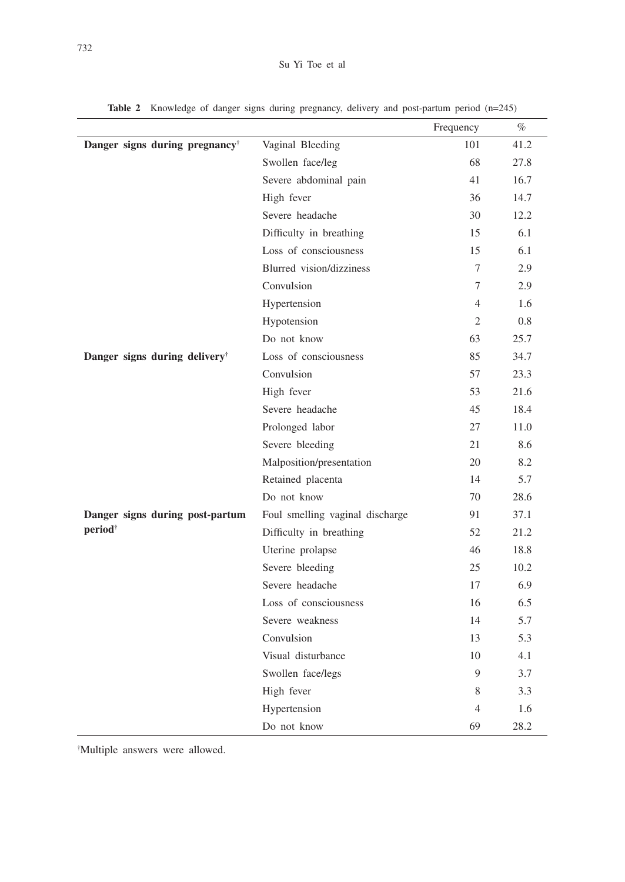**Table 2** Knowledge of danger signs during pregnancy, delivery and post-partum period (n=245)

| | | Frequency | % |
|---|---|---|---|
| **Danger signs during pregnancy**† | Vaginal Bleeding | 101 | 41.2 |
| | Swollen face/leg | 68 | 27.8 |
| | Severe abdominal pain | 41 | 16.7 |
| | High fever | 36 | 14.7 |
| | Severe headache | 30 | 12.2 |
| | Difficulty in breathing | 15 | 6.1 |
| | Loss of consciousness | 15 | 6.1 |
| | Blurred vision/dizziness | 7 | 2.9 |
| | Convulsion | 7 | 2.9 |
| | Hypertension | 4 | 1.6 |
| | Hypotension | 2 | 0.8 |
| | Do not know | 63 | 25.7 |
| **Danger signs during delivery**† | Loss of consciousness | 85 | 34.7 |
| | Convulsion | 57 | 23.3 |
| | High fever | 53 | 21.6 |
| | Severe headache | 45 | 18.4 |
| | Prolonged labor | 27 | 11.0 |
| | Severe bleeding | 21 | 8.6 |
| | Malposition/presentation | 20 | 8.2 |
| | Retained placenta | 14 | 5.7 |
| | Do not know | 70 | 28.6 |
| **Danger signs during post-partum period**† | Foul smelling vaginal discharge | 91 | 37.1 |
| | Difficulty in breathing | 52 | 21.2 |
| | Uterine prolapse | 46 | 18.8 |
| | Severe bleeding | 25 | 10.2 |
| | Severe headache | 17 | 6.9 |
| | Loss of consciousness | 16 | 6.5 |
| | Severe weakness | 14 | 5.7 |
| | Convulsion | 13 | 5.3 |
| | Visual disturbance | 10 | 4.1 |
| | Swollen face/legs | 9 | 3.7 |
| | High fever | 8 | 3.3 |
| | Hypertension | 4 | 1.6 |
| | Do not know | 69 | 28.2 |

†Multiple answers were allowed.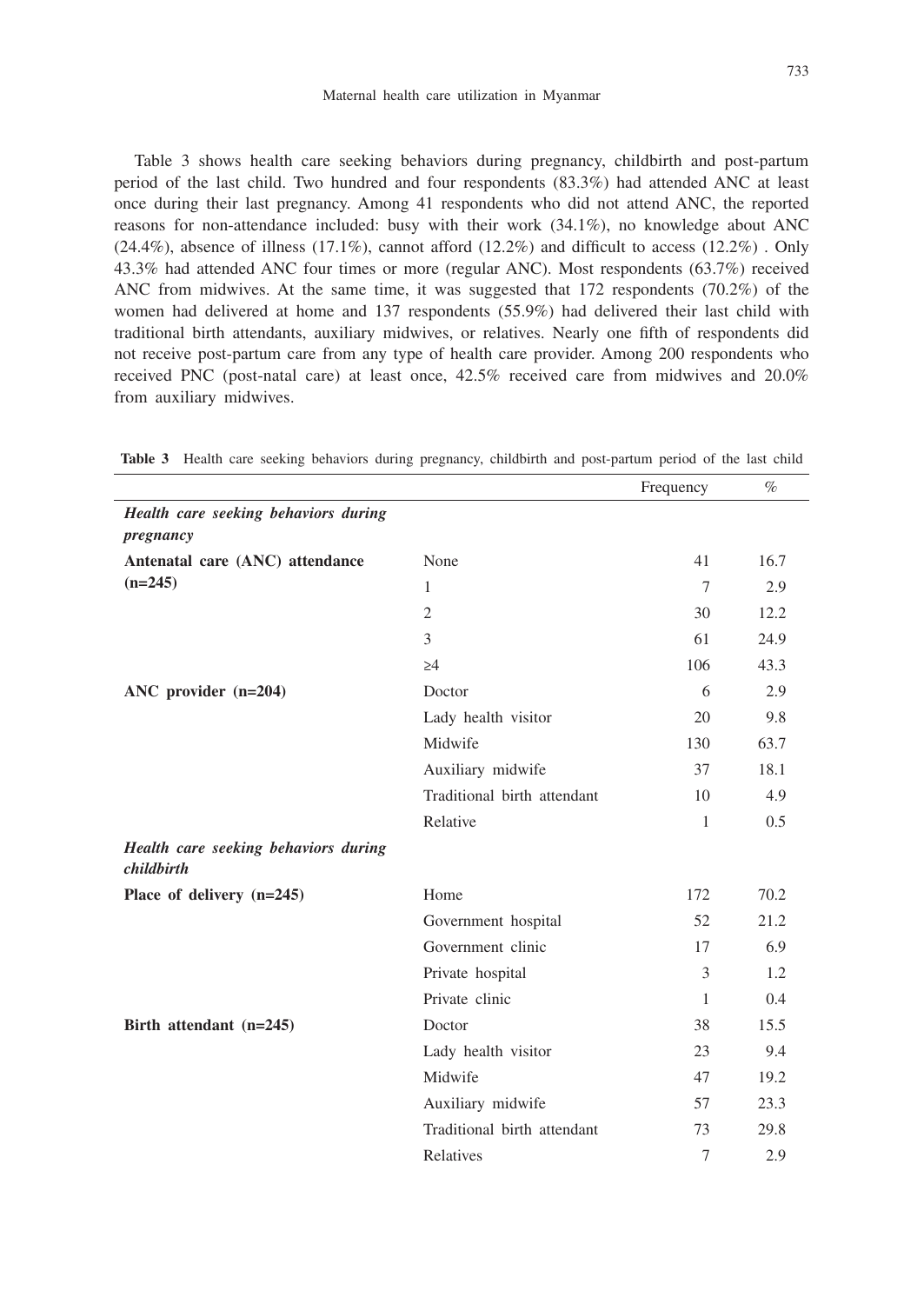Table 3 shows health care seeking behaviors during pregnancy, childbirth and post-partum period of the last child. Two hundred and four respondents (83.3%) had attended ANC at least once during their last pregnancy. Among 41 respondents who did not attend ANC, the reported reasons for non-attendance included: busy with their work (34.1%), no knowledge about ANC (24.4%), absence of illness (17.1%), cannot afford (12.2%) and difficult to access (12.2%) . Only 43.3% had attended ANC four times or more (regular ANC). Most respondents (63.7%) received ANC from midwives. At the same time, it was suggested that 172 respondents (70.2%) of the women had delivered at home and 137 respondents (55.9%) had delivered their last child with traditional birth attendants, auxiliary midwives, or relatives. Nearly one fifth of respondents did not receive post-partum care from any type of health care provider. Among 200 respondents who received PNC (post-natal care) at least once, 42.5% received care from midwives and 20.0% from auxiliary midwives.

**Table 3** Health care seeking behaviors during pregnancy, childbirth and post-partum period of the last child

| | | Frequency | % |
|---|---|---|---|
| ***Health care seeking behaviors during pregnancy*** | | | |
| **Antenatal care (ANC) attendance (n=245)** | None | 41 | 16.7 |
| | 1 | 7 | 2.9 |
| | 2 | 30 | 12.2 |
| | 3 | 61 | 24.9 |
| | ≥4 | 106 | 43.3 |
| **ANC provider (n=204)** | Doctor | 6 | 2.9 |
| | Lady health visitor | 20 | 9.8 |
| | Midwife | 130 | 63.7 |
| | Auxiliary midwife | 37 | 18.1 |
| | Traditional birth attendant | 10 | 4.9 |
| | Relative | 1 | 0.5 |
| ***Health care seeking behaviors during childbirth*** | | | |
| **Place of delivery (n=245)** | Home | 172 | 70.2 |
| | Government hospital | 52 | 21.2 |
| | Government clinic | 17 | 6.9 |
| | Private hospital | 3 | 1.2 |
| | Private clinic | 1 | 0.4 |
| **Birth attendant (n=245)** | Doctor | 38 | 15.5 |
| | Lady health visitor | 23 | 9.4 |
| | Midwife | 47 | 19.2 |
| | Auxiliary midwife | 57 | 23.3 |
| | Traditional birth attendant | 73 | 29.8 |
| | Relatives | 7 | 2.9 |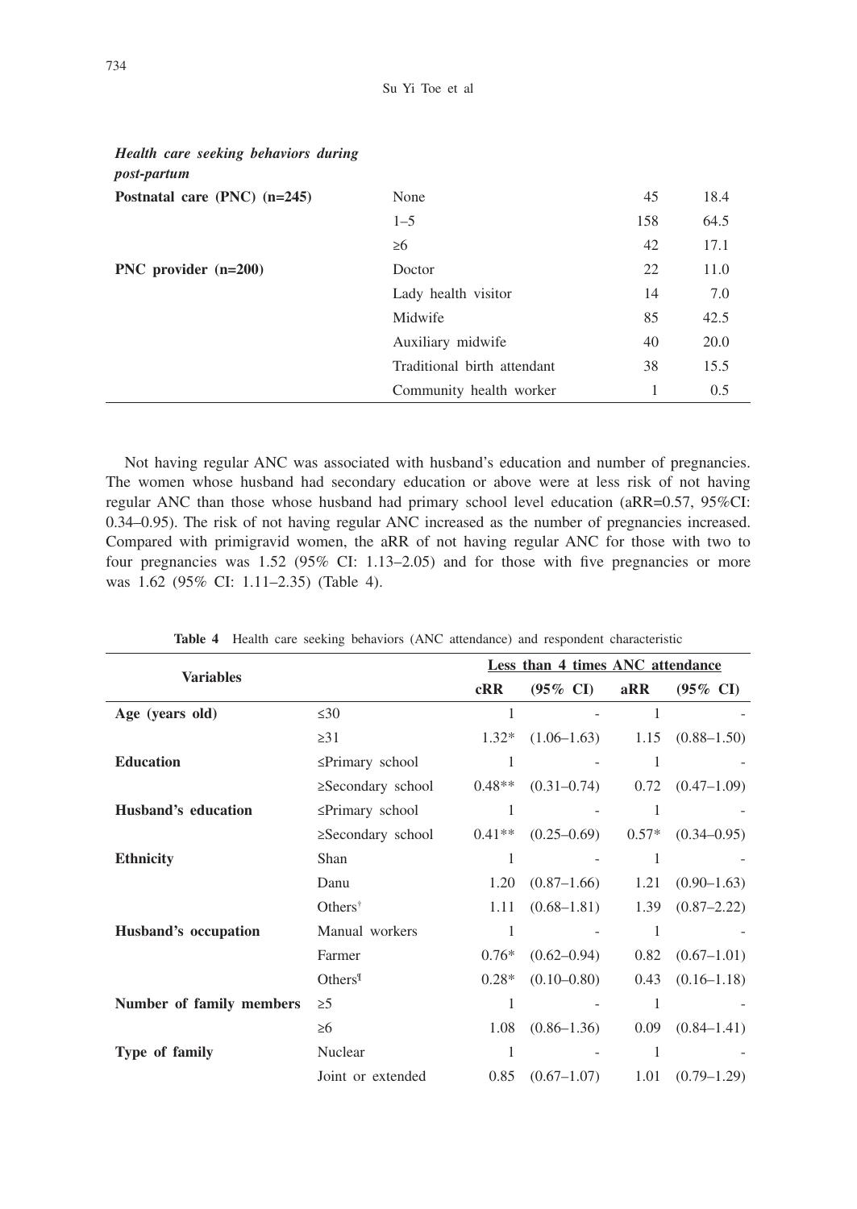| *Health care seeking behaviors during post-partum* | | | |
|---|---|---|---|
| **Postnatal care (PNC) (n=245)** | None | 45 | 18.4 |
| | 1–5 | 158 | 64.5 |
| | ≥6 | 42 | 17.1 |
| **PNC provider (n=200)** | Doctor | 22 | 11.0 |
| | Lady health visitor | 14 | 7.0 |
| | Midwife | 85 | 42.5 |
| | Auxiliary midwife | 40 | 20.0 |
| | Traditional birth attendant | 38 | 15.5 |
| | Community health worker | 1 | 0.5 |

Not having regular ANC was associated with husband's education and number of pregnancies. The women whose husband had secondary education or above were at less risk of not having regular ANC than those whose husband had primary school level education (aRR=0.57, 95%CI: 0.34–0.95). The risk of not having regular ANC increased as the number of pregnancies increased. Compared with primigravid women, the aRR of not having regular ANC for those with two to four pregnancies was 1.52 (95% CI: 1.13–2.05) and for those with five pregnancies or more was 1.62 (95% CI: 1.11–2.35) (Table 4).

**Table 4** Health care seeking behaviors (ANC attendance) and respondent characteristic

| Variables | | Less than 4 times ANC attendance | | | |
|---|---|---|---|---|---|
| | | cRR | (95% CI) | aRR | (95% CI) |
| **Age (years old)** | ≤30 | 1 | - | 1 | - |
| | ≥31 | 1.32* | (1.06–1.63) | 1.15 | (0.88–1.50) |
| **Education** | ≤Primary school | 1 | - | 1 | - |
| | ≥Secondary school | 0.48** | (0.31–0.74) | 0.72 | (0.47–1.09) |
| **Husband's education** | ≤Primary school | 1 | - | 1 | - |
| | ≥Secondary school | 0.41** | (0.25–0.69) | 0.57* | (0.34–0.95) |
| **Ethnicity** | Shan | 1 | - | 1 | - |
| | Danu | 1.20 | (0.87–1.66) | 1.21 | (0.90–1.63) |
| | Others[†] | 1.11 | (0.68–1.81) | 1.39 | (0.87–2.22) |
| **Husband's occupation** | Manual workers | 1 | - | 1 | - |
| | Farmer | 0.76* | (0.62–0.94) | 0.82 | (0.67–1.01) |
| | Others[¶] | 0.28* | (0.10–0.80) | 0.43 | (0.16–1.18) |
| **Number of family members** | ≥5 | 1 | - | 1 | - |
| | ≥6 | 1.08 | (0.86–1.36) | 0.09 | (0.84–1.41) |
| **Type of family** | Nuclear | 1 | - | 1 | - |
| | Joint or extended | 0.85 | (0.67–1.07) | 1.01 | (0.79–1.29) |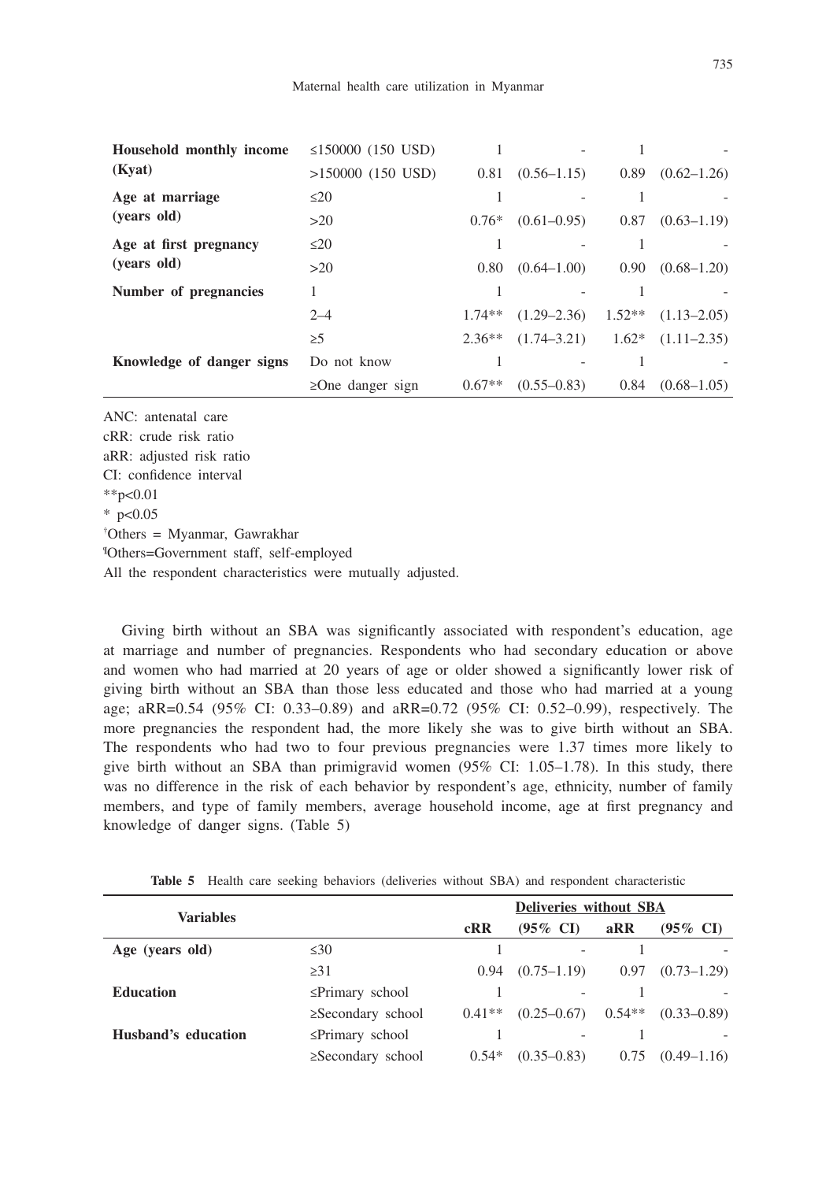| Household monthly income (Kyat) | ≤150000 (150 USD) | 1 | - | 1 | - |
|---|---|---|---|---|---|
| | >150000 (150 USD) | 0.81 | (0.56–1.15) | 0.89 | (0.62–1.26) |
| **Age at marriage (years old)** | ≤20 | 1 | - | 1 | - |
| | >20 | 0.76* | (0.61–0.95) | 0.87 | (0.63–1.19) |
| **Age at first pregnancy (years old)** | ≤20 | 1 | - | 1 | - |
| | >20 | 0.80 | (0.64–1.00) | 0.90 | (0.68–1.20) |
| **Number of pregnancies** | 1 | 1 | - | 1 | - |
| | 2–4 | 1.74** | (1.29–2.36) | 1.52** | (1.13–2.05) |
| | ≥5 | 2.36** | (1.74–3.21) | 1.62* | (1.11–2.35) |
| **Knowledge of danger signs** | Do not know | 1 | - | 1 | - |
| | ≥One danger sign | 0.67** | (0.55–0.83) | 0.84 | (0.68–1.05) |

ANC: antenatal care
cRR: crude risk ratio
aRR: adjusted risk ratio
CI: confidence interval
**p<0.01
* p<0.05
†Others = Myanmar, Gawrakhar
¶Others=Government staff, self-employed
All the respondent characteristics were mutually adjusted.

Giving birth without an SBA was significantly associated with respondent's education, age at marriage and number of pregnancies. Respondents who had secondary education or above and women who had married at 20 years of age or older showed a significantly lower risk of giving birth without an SBA than those less educated and those who had married at a young age; aRR=0.54 (95% CI: 0.33–0.89) and aRR=0.72 (95% CI: 0.52–0.99), respectively. The more pregnancies the respondent had, the more likely she was to give birth without an SBA. The respondents who had two to four previous pregnancies were 1.37 times more likely to give birth without an SBA than primigravid women (95% CI: 1.05–1.78). In this study, there was no difference in the risk of each behavior by respondent's age, ethnicity, number of family members, and type of family members, average household income, age at first pregnancy and knowledge of danger signs. (Table 5)

**Table 5** Health care seeking behaviors (deliveries without SBA) and respondent characteristic

| Variables | | Deliveries without SBA | | | |
|---|---|---|---|---|---|
| | | cRR | (95% CI) | aRR | (95% CI) |
| **Age (years old)** | ≤30 | 1 | - | 1 | - |
| | ≥31 | 0.94 | (0.75–1.19) | 0.97 | (0.73–1.29) |
| **Education** | ≤Primary school | 1 | - | 1 | - |
| | ≥Secondary school | 0.41** | (0.25–0.67) | 0.54** | (0.33–0.89) |
| **Husband's education** | ≤Primary school | 1 | - | 1 | - |
| | ≥Secondary school | 0.54* | (0.35–0.83) | 0.75 | (0.49–1.16) |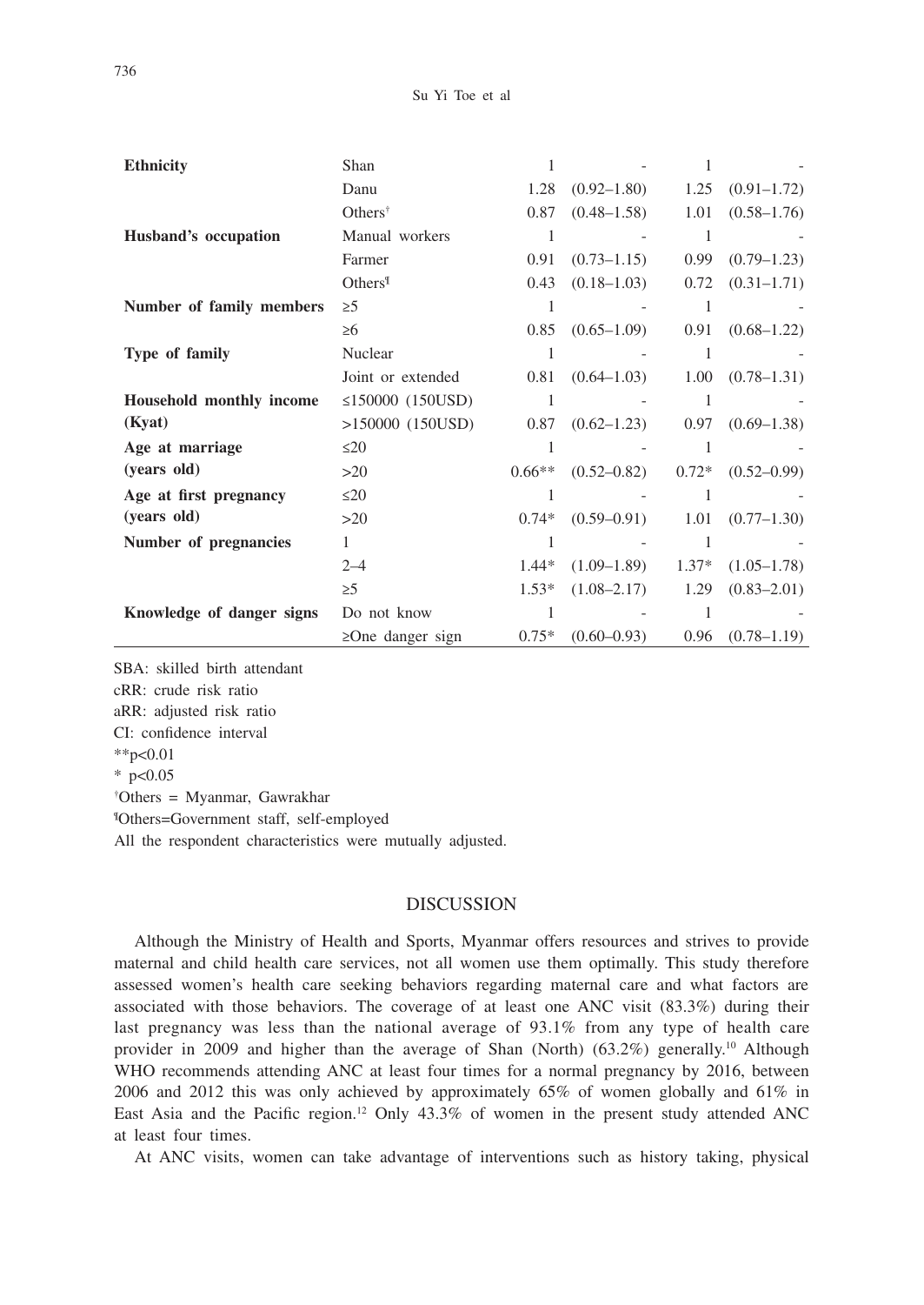| | | | | | |
|---|---|---|---|---|---|
| **Ethnicity** | Shan | 1 | - | 1 | - |
| | Danu | 1.28 | (0.92–1.80) | 1.25 | (0.91–1.72) |
| | Others[†] | 0.87 | (0.48–1.58) | 1.01 | (0.58–1.76) |
| **Husband's occupation** | Manual workers | 1 | - | 1 | - |
| | Farmer | 0.91 | (0.73–1.15) | 0.99 | (0.79–1.23) |
| | Others[¶] | 0.43 | (0.18–1.03) | 0.72 | (0.31–1.71) |
| **Number of family members** | ≥5 | 1 | - | 1 | - |
| | ≥6 | 0.85 | (0.65–1.09) | 0.91 | (0.68–1.22) |
| **Type of family** | Nuclear | 1 | - | 1 | - |
| | Joint or extended | 0.81 | (0.64–1.03) | 1.00 | (0.78–1.31) |
| **Household monthly income (Kyat)** | ≤150000 (150USD) | 1 | - | 1 | - |
| | >150000 (150USD) | 0.87 | (0.62–1.23) | 0.97 | (0.69–1.38) |
| **Age at marriage (years old)** | ≤20 | 1 | - | 1 | - |
| | >20 | 0.66** | (0.52–0.82) | 0.72* | (0.52–0.99) |
| **Age at first pregnancy (years old)** | ≤20 | 1 | - | 1 | - |
| | >20 | 0.74* | (0.59–0.91) | 1.01 | (0.77–1.30) |
| **Number of pregnancies** | 1 | 1 | - | 1 | - |
| | 2–4 | 1.44* | (1.09–1.89) | 1.37* | (1.05–1.78) |
| | ≥5 | 1.53* | (1.08–2.17) | 1.29 | (0.83–2.01) |
| **Knowledge of danger signs** | Do not know | 1 | - | 1 | - |
| | ≥One danger sign | 0.75* | (0.60–0.93) | 0.96 | (0.78–1.19) |

SBA: skilled birth attendant
cRR: crude risk ratio
aRR: adjusted risk ratio
CI: confidence interval
**p<0.01
* p<0.05
[†]Others = Myanmar, Gawrakhar
[¶]Others=Government staff, self-employed
All the respondent characteristics were mutually adjusted.

## DISCUSSION

Although the Ministry of Health and Sports, Myanmar offers resources and strives to provide maternal and child health care services, not all women use them optimally. This study therefore assessed women's health care seeking behaviors regarding maternal care and what factors are associated with those behaviors. The coverage of at least one ANC visit (83.3%) during their last pregnancy was less than the national average of 93.1% from any type of health care provider in 2009 and higher than the average of Shan (North) (63.2%) generally.[10] Although WHO recommends attending ANC at least four times for a normal pregnancy by 2016, between 2006 and 2012 this was only achieved by approximately 65% of women globally and 61% in East Asia and the Pacific region.[12] Only 43.3% of women in the present study attended ANC at least four times.

At ANC visits, women can take advantage of interventions such as history taking, physical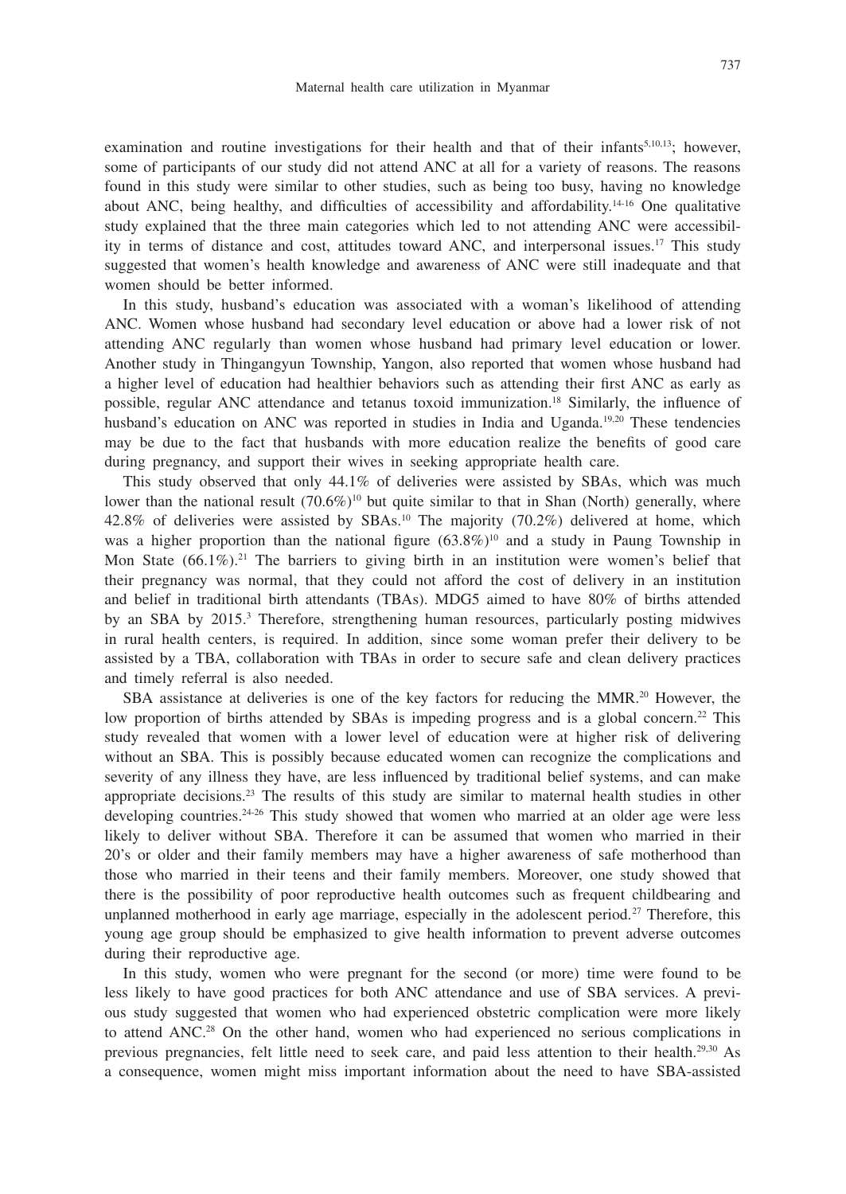examination and routine investigations for their health and that of their infants[5,10,13]; however, some of participants of our study did not attend ANC at all for a variety of reasons. The reasons found in this study were similar to other studies, such as being too busy, having no knowledge about ANC, being healthy, and difficulties of accessibility and affordability.[14-16] One qualitative study explained that the three main categories which led to not attending ANC were accessibility in terms of distance and cost, attitudes toward ANC, and interpersonal issues.[17] This study suggested that women's health knowledge and awareness of ANC were still inadequate and that women should be better informed.

In this study, husband's education was associated with a woman's likelihood of attending ANC. Women whose husband had secondary level education or above had a lower risk of not attending ANC regularly than women whose husband had primary level education or lower. Another study in Thingangyun Township, Yangon, also reported that women whose husband had a higher level of education had healthier behaviors such as attending their first ANC as early as possible, regular ANC attendance and tetanus toxoid immunization.[18] Similarly, the influence of husband's education on ANC was reported in studies in India and Uganda.[19,20] These tendencies may be due to the fact that husbands with more education realize the benefits of good care during pregnancy, and support their wives in seeking appropriate health care.

This study observed that only 44.1% of deliveries were assisted by SBAs, which was much lower than the national result (70.6%)[10] but quite similar to that in Shan (North) generally, where 42.8% of deliveries were assisted by SBAs.[10] The majority (70.2%) delivered at home, which was a higher proportion than the national figure (63.8%)[10] and a study in Paung Township in Mon State (66.1%).[21] The barriers to giving birth in an institution were women's belief that their pregnancy was normal, that they could not afford the cost of delivery in an institution and belief in traditional birth attendants (TBAs). MDG5 aimed to have 80% of births attended by an SBA by 2015.[3] Therefore, strengthening human resources, particularly posting midwives in rural health centers, is required. In addition, since some woman prefer their delivery to be assisted by a TBA, collaboration with TBAs in order to secure safe and clean delivery practices and timely referral is also needed.

SBA assistance at deliveries is one of the key factors for reducing the MMR.[20] However, the low proportion of births attended by SBAs is impeding progress and is a global concern.[22] This study revealed that women with a lower level of education were at higher risk of delivering without an SBA. This is possibly because educated women can recognize the complications and severity of any illness they have, are less influenced by traditional belief systems, and can make appropriate decisions.[23] The results of this study are similar to maternal health studies in other developing countries.[24-26] This study showed that women who married at an older age were less likely to deliver without SBA. Therefore it can be assumed that women who married in their 20's or older and their family members may have a higher awareness of safe motherhood than those who married in their teens and their family members. Moreover, one study showed that there is the possibility of poor reproductive health outcomes such as frequent childbearing and unplanned motherhood in early age marriage, especially in the adolescent period.[27] Therefore, this young age group should be emphasized to give health information to prevent adverse outcomes during their reproductive age.

In this study, women who were pregnant for the second (or more) time were found to be less likely to have good practices for both ANC attendance and use of SBA services. A previous study suggested that women who had experienced obstetric complication were more likely to attend ANC.[28] On the other hand, women who had experienced no serious complications in previous pregnancies, felt little need to seek care, and paid less attention to their health.[29,30] As a consequence, women might miss important information about the need to have SBA-assisted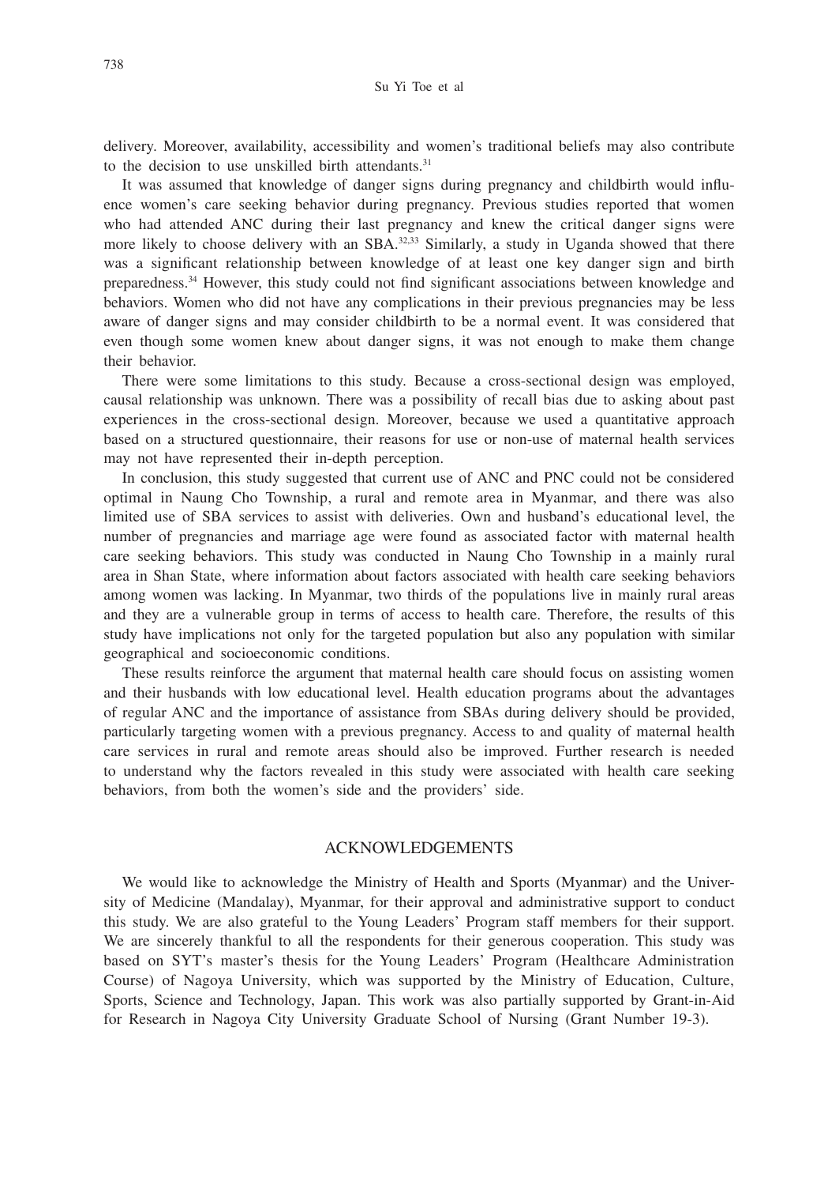delivery. Moreover, availability, accessibility and women's traditional beliefs may also contribute to the decision to use unskilled birth attendants.[31]

It was assumed that knowledge of danger signs during pregnancy and childbirth would influence women's care seeking behavior during pregnancy. Previous studies reported that women who had attended ANC during their last pregnancy and knew the critical danger signs were more likely to choose delivery with an SBA.[32,33] Similarly, a study in Uganda showed that there was a significant relationship between knowledge of at least one key danger sign and birth preparedness.[34] However, this study could not find significant associations between knowledge and behaviors. Women who did not have any complications in their previous pregnancies may be less aware of danger signs and may consider childbirth to be a normal event. It was considered that even though some women knew about danger signs, it was not enough to make them change their behavior.

There were some limitations to this study. Because a cross-sectional design was employed, causal relationship was unknown. There was a possibility of recall bias due to asking about past experiences in the cross-sectional design. Moreover, because we used a quantitative approach based on a structured questionnaire, their reasons for use or non-use of maternal health services may not have represented their in-depth perception.

In conclusion, this study suggested that current use of ANC and PNC could not be considered optimal in Naung Cho Township, a rural and remote area in Myanmar, and there was also limited use of SBA services to assist with deliveries. Own and husband's educational level, the number of pregnancies and marriage age were found as associated factor with maternal health care seeking behaviors. This study was conducted in Naung Cho Township in a mainly rural area in Shan State, where information about factors associated with health care seeking behaviors among women was lacking. In Myanmar, two thirds of the populations live in mainly rural areas and they are a vulnerable group in terms of access to health care. Therefore, the results of this study have implications not only for the targeted population but also any population with similar geographical and socioeconomic conditions.

These results reinforce the argument that maternal health care should focus on assisting women and their husbands with low educational level. Health education programs about the advantages of regular ANC and the importance of assistance from SBAs during delivery should be provided, particularly targeting women with a previous pregnancy. Access to and quality of maternal health care services in rural and remote areas should also be improved. Further research is needed to understand why the factors revealed in this study were associated with health care seeking behaviors, from both the women's side and the providers' side.

## ACKNOWLEDGEMENTS

We would like to acknowledge the Ministry of Health and Sports (Myanmar) and the University of Medicine (Mandalay), Myanmar, for their approval and administrative support to conduct this study. We are also grateful to the Young Leaders' Program staff members for their support. We are sincerely thankful to all the respondents for their generous cooperation. This study was based on SYT's master's thesis for the Young Leaders' Program (Healthcare Administration Course) of Nagoya University, which was supported by the Ministry of Education, Culture, Sports, Science and Technology, Japan. This work was also partially supported by Grant-in-Aid for Research in Nagoya City University Graduate School of Nursing (Grant Number 19-3).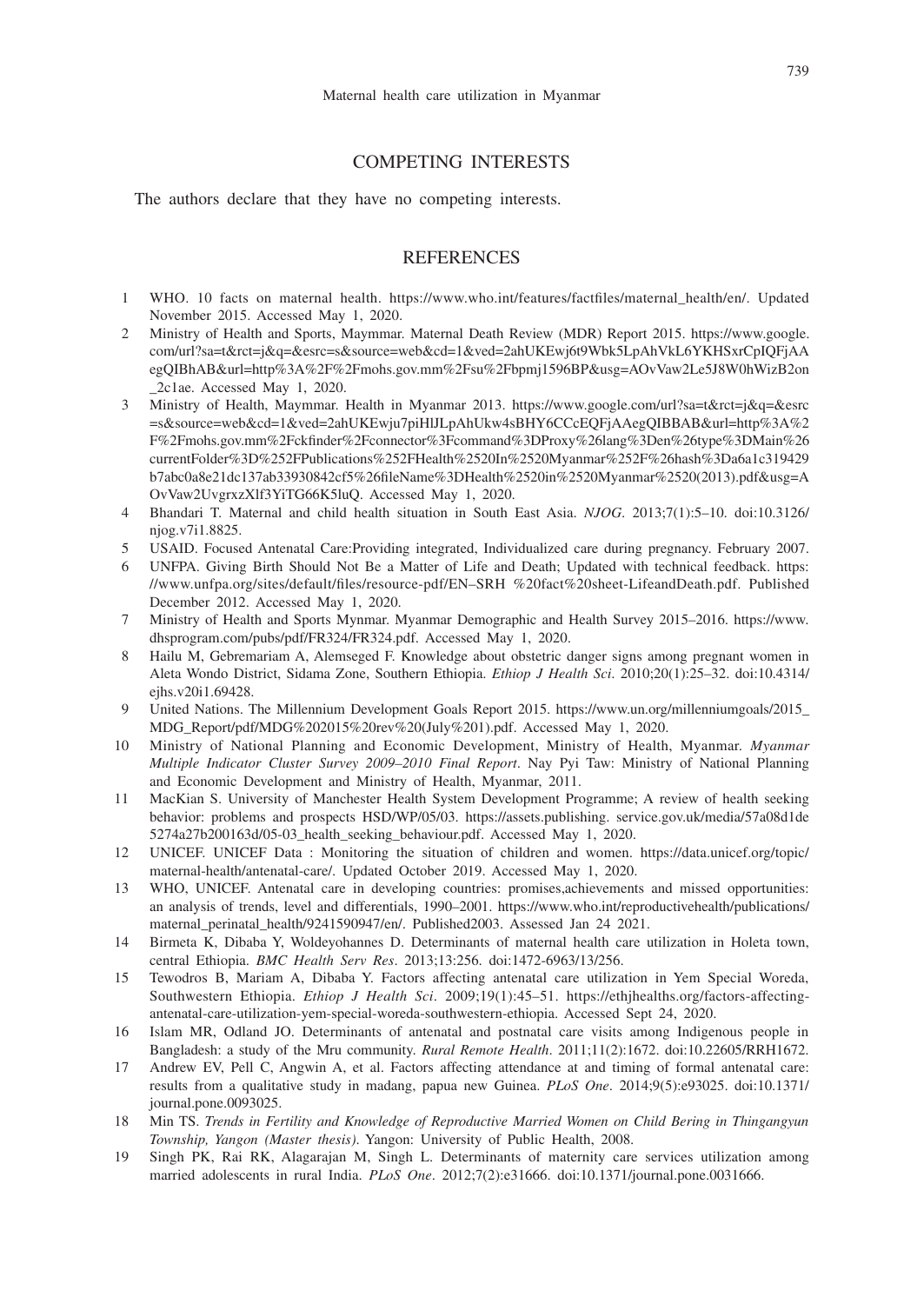## COMPETING INTERESTS

The authors declare that they have no competing interests.

## REFERENCES

1. WHO. 10 facts on maternal health. https://www.who.int/features/factfiles/maternal_health/en/. Updated November 2015. Accessed May 1, 2020.
2. Ministry of Health and Sports, Maymmar. Maternal Death Review (MDR) Report 2015. https://www.google.com/url?sa=t&rct=j&q=&esrc=s&source=web&cd=1&ved=2ahUKEwj6t9Wbk5LpAhVkL6YKHSxrCpIQFjAAegQIBhAB&url=http%3A%2F%2Fmohs.gov.mm%2Fsu%2Fbpmj1596BP&usg=AOvVaw2Le5J8W0hWizB2on_2c1ae. Accessed May 1, 2020.
3. Ministry of Health, Maymmar. Health in Myanmar 2013. https://www.google.com/url?sa=t&rct=j&q=&esrc=s&source=web&cd=1&ved=2ahUKEwju7piHlJLpAhUkw4sBHY6CCcEQFjAAegQIBBAB&url=http%3A%2F%2Fmohs.gov.mm%2Fckfinder%2Fconnector%3Fcommand%3DProxy%26lang%3Den%26type%3DMain%26currentFolder%3D%252FPublications%252FHealth%2520In%2520Myanmar%252F%26hash%3Da6a1c319429b7abc0a8e21dc137ab33930842cf5%26fileName%3DHealth%2520in%2520Myanmar%2520(2013).pdf&usg=AOvVaw2UvgrxzXlf3YiTG66K5luQ. Accessed May 1, 2020.
4. Bhandari T. Maternal and child health situation in South East Asia. *NJOG*. 2013;7(1):5–10. doi:10.3126/njog.v7i1.8825.
5. USAID. Focused Antenatal Care:Providing integrated, Individualized care during pregnancy. February 2007.
6. UNFPA. Giving Birth Should Not Be a Matter of Life and Death; Updated with technical feedback. https://www.unfpa.org/sites/default/files/resource-pdf/EN–SRH %20fact%20sheet-LifeandDeath.pdf. Published December 2012. Accessed May 1, 2020.
7. Ministry of Health and Sports Mynmar. Myanmar Demographic and Health Survey 2015–2016. https://www.dhsprogram.com/pubs/pdf/FR324/FR324.pdf. Accessed May 1, 2020.
8. Hailu M, Gebremariam A, Alemseged F. Knowledge about obstetric danger signs among pregnant women in Aleta Wondo District, Sidama Zone, Southern Ethiopia. *Ethiop J Health Sci*. 2010;20(1):25–32. doi:10.4314/ejhs.v20i1.69428.
9. United Nations. The Millennium Development Goals Report 2015. https://www.un.org/millenniumgoals/2015_MDG_Report/pdf/MDG%202015%20rev%20(July%201).pdf. Accessed May 1, 2020.
10. Ministry of National Planning and Economic Development, Ministry of Health, Myanmar. *Myanmar Multiple Indicator Cluster Survey 2009–2010 Final Report*. Nay Pyi Taw: Ministry of National Planning and Economic Development and Ministry of Health, Myanmar, 2011.
11. MacKian S. University of Manchester Health System Development Programme; A review of health seeking behavior: problems and prospects HSD/WP/05/03. https://assets.publishing. service.gov.uk/media/57a08d1de5274a27b200163d/05-03_health_seeking_behaviour.pdf. Accessed May 1, 2020.
12. UNICEF. UNICEF Data : Monitoring the situation of children and women. https://data.unicef.org/topic/maternal-health/antenatal-care/. Updated October 2019. Accessed May 1, 2020.
13. WHO, UNICEF. Antenatal care in developing countries: promises,achievements and missed opportunities: an analysis of trends, level and differentials, 1990–2001. https://www.who.int/reproductivehealth/publications/maternal_perinatal_health/9241590947/en/. Published2003. Assessed Jan 24 2021.
14. Birmeta K, Dibaba Y, Woldeyohannes D. Determinants of maternal health care utilization in Holeta town, central Ethiopia. *BMC Health Serv Res*. 2013;13:256. doi:1472-6963/13/256.
15. Tewodros B, Mariam A, Dibaba Y. Factors affecting antenatal care utilization in Yem Special Woreda, Southwestern Ethiopia. *Ethiop J Health Sci*. 2009;19(1):45–51. https://ethjhealths.org/factors-affecting-antenatal-care-utilization-yem-special-woreda-southwestern-ethiopia. Accessed Sept 24, 2020.
16. Islam MR, Odland JO. Determinants of antenatal and postnatal care visits among Indigenous people in Bangladesh: a study of the Mru community. *Rural Remote Health*. 2011;11(2):1672. doi:10.22605/RRH1672.
17. Andrew EV, Pell C, Angwin A, et al. Factors affecting attendance at and timing of formal antenatal care: results from a qualitative study in madang, papua new Guinea. *PLoS One*. 2014;9(5):e93025. doi:10.1371/journal.pone.0093025.
18. Min TS. *Trends in Fertility and Knowledge of Reproductive Married Women on Child Bering in Thingangyun Township, Yangon (Master thesis)*. Yangon: University of Public Health, 2008.
19. Singh PK, Rai RK, Alagarajan M, Singh L. Determinants of maternity care services utilization among married adolescents in rural India. *PLoS One*. 2012;7(2):e31666. doi:10.1371/journal.pone.0031666.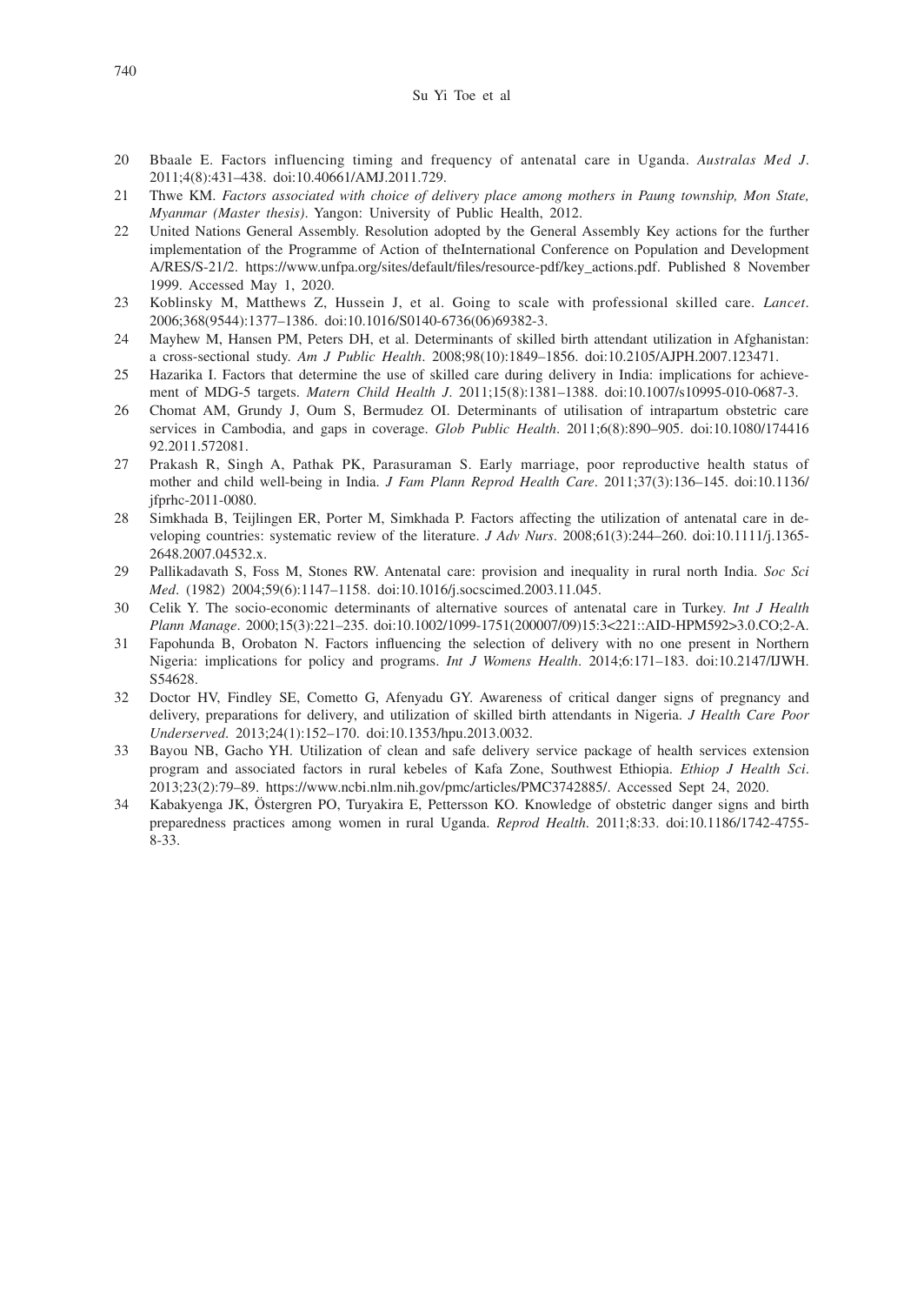20 Bbaale E. Factors influencing timing and frequency of antenatal care in Uganda. *Australas Med J*. 2011;4(8):431–438. doi:10.40661/AMJ.2011.729.

21 Thwe KM. *Factors associated with choice of delivery place among mothers in Paung township, Mon State, Myanmar (Master thesis)*. Yangon: University of Public Health, 2012.

22 United Nations General Assembly. Resolution adopted by the General Assembly Key actions for the further implementation of the Programme of Action of theInternational Conference on Population and Development A/RES/S-21/2. https://www.unfpa.org/sites/default/files/resource-pdf/key_actions.pdf. Published 8 November 1999. Accessed May 1, 2020.

23 Koblinsky M, Matthews Z, Hussein J, et al. Going to scale with professional skilled care. *Lancet*. 2006;368(9544):1377–1386. doi:10.1016/S0140-6736(06)69382-3.

24 Mayhew M, Hansen PM, Peters DH, et al. Determinants of skilled birth attendant utilization in Afghanistan: a cross-sectional study. *Am J Public Health*. 2008;98(10):1849–1856. doi:10.2105/AJPH.2007.123471.

25 Hazarika I. Factors that determine the use of skilled care during delivery in India: implications for achievement of MDG-5 targets. *Matern Child Health J*. 2011;15(8):1381–1388. doi:10.1007/s10995-010-0687-3.

26 Chomat AM, Grundy J, Oum S, Bermudez OI. Determinants of utilisation of intrapartum obstetric care services in Cambodia, and gaps in coverage. *Glob Public Health*. 2011;6(8):890–905. doi:10.1080/17441692.2011.572081.

27 Prakash R, Singh A, Pathak PK, Parasuraman S. Early marriage, poor reproductive health status of mother and child well-being in India. *J Fam Plann Reprod Health Care*. 2011;37(3):136–145. doi:10.1136/jfprhc-2011-0080.

28 Simkhada B, Teijlingen ER, Porter M, Simkhada P. Factors affecting the utilization of antenatal care in developing countries: systematic review of the literature. *J Adv Nurs*. 2008;61(3):244–260. doi:10.1111/j.1365-2648.2007.04532.x.

29 Pallikadavath S, Foss M, Stones RW. Antenatal care: provision and inequality in rural north India. *Soc Sci Med*. (1982) 2004;59(6):1147–1158. doi:10.1016/j.socscimed.2003.11.045.

30 Celik Y. The socio-economic determinants of alternative sources of antenatal care in Turkey. *Int J Health Plann Manage*. 2000;15(3):221–235. doi:10.1002/1099-1751(200007/09)15:3<221::AID-HPM592>3.0.CO;2-A.

31 Fapohunda B, Orobaton N. Factors influencing the selection of delivery with no one present in Northern Nigeria: implications for policy and programs. *Int J Womens Health*. 2014;6:171–183. doi:10.2147/IJWH.S54628.

32 Doctor HV, Findley SE, Cometto G, Afenyadu GY. Awareness of critical danger signs of pregnancy and delivery, preparations for delivery, and utilization of skilled birth attendants in Nigeria. *J Health Care Poor Underserved*. 2013;24(1):152–170. doi:10.1353/hpu.2013.0032.

33 Bayou NB, Gacho YH. Utilization of clean and safe delivery service package of health services extension program and associated factors in rural kebeles of Kafa Zone, Southwest Ethiopia. *Ethiop J Health Sci*. 2013;23(2):79–89. https://www.ncbi.nlm.nih.gov/pmc/articles/PMC3742885/. Accessed Sept 24, 2020.

34 Kabakyenga JK, Östergren PO, Turyakira E, Pettersson KO. Knowledge of obstetric danger signs and birth preparedness practices among women in rural Uganda. *Reprod Health*. 2011;8:33. doi:10.1186/1742-4755-8-33.